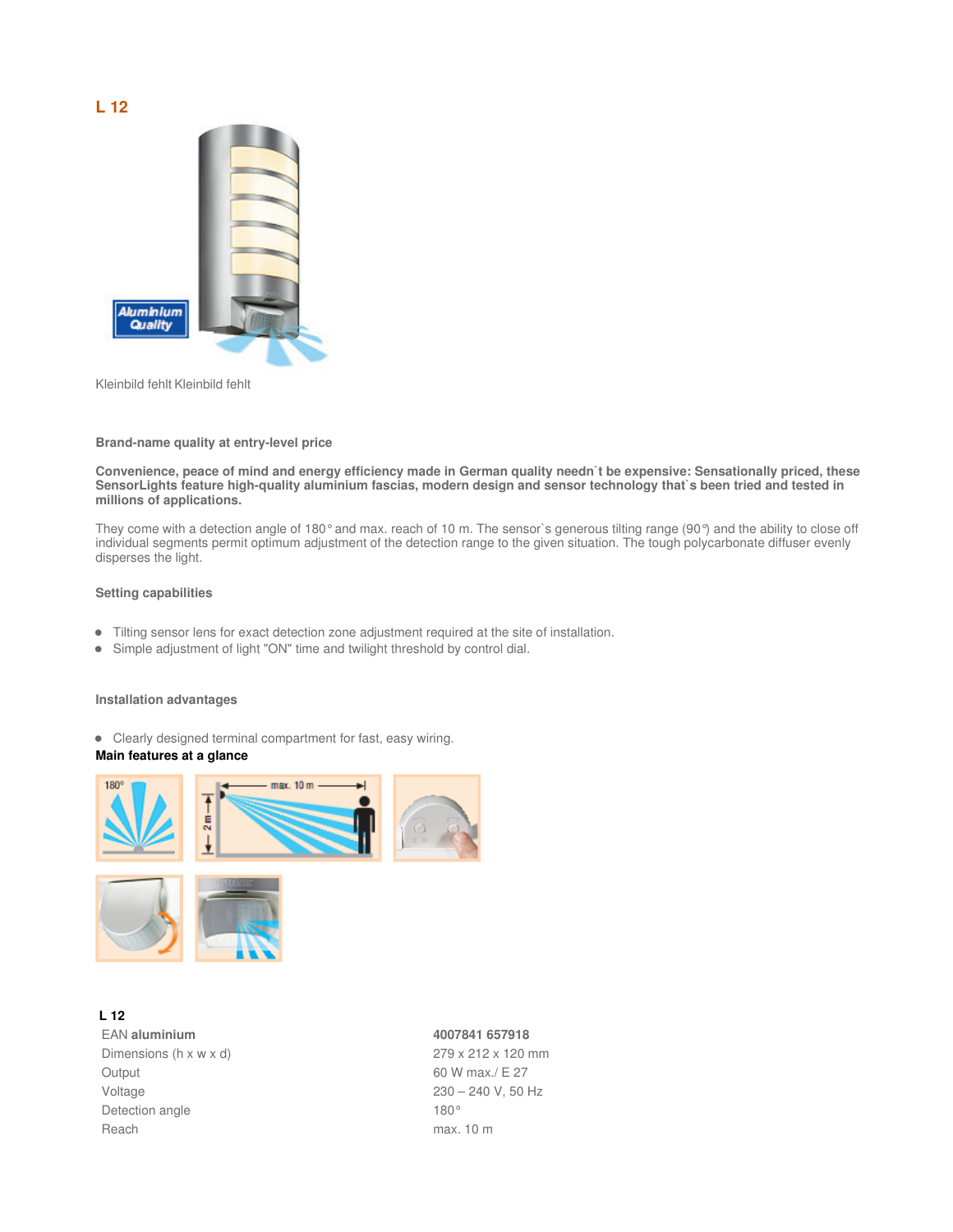## L 12

Kleinbild fehlt Kleinbild fehlt

### Brand-name quality at entry-level price

**Convenience, peace of mind and energy efficiency made in German quality needn`t be expensive: Sensationally priced, these SensorLights feature high-quality aluminium fascias, modern design and sensor technology that`s been tried and tested in millions of applications.**

They come with a detection angle of 180° and max. reach of 10 m. The sensor`s generous tilting range (90°) and the ability to close off individual segments permit optimum adjustment of the detection range to the given situation. The tough polycarbonate diffuser evenly disperses the light.

### Setting capabilities

- Tilting sensor lens for exact detection zone adjustment required at the site of installation.
- Simple adjustment of light "ON" time and twilight threshold by control dial.

### Installation advantages

- Clearly designed terminal compartment for fast, easy wiring.

**Main features at a glance**

| **L 12** | |
|---|---|
| EAN **aluminium** | **4007841 657918** |
| Dimensions (h x w x d) | 279 x 212 x 120 mm |
| Output | 60 W max./ E 27 |
| Voltage | 230 – 240 V, 50 Hz |
| Detection angle | 180° |
| Reach | max. 10 m |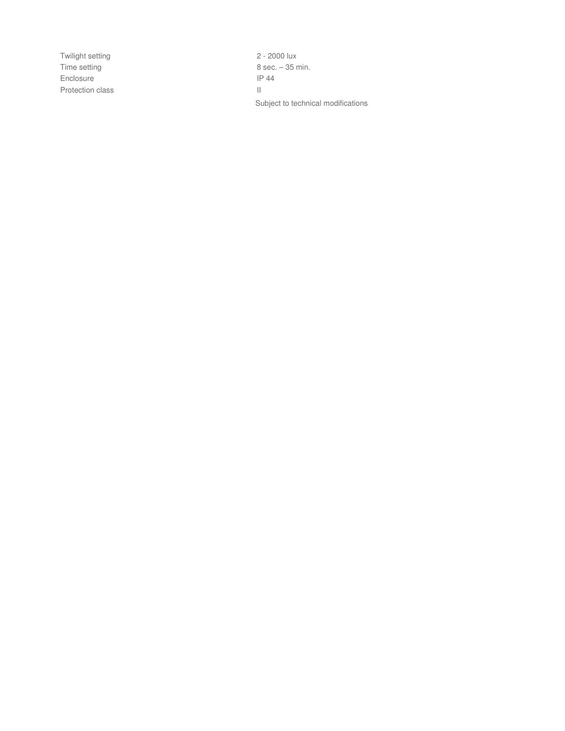| | |
|---|---|
| Twilight setting | 2 - 2000 lux |
| Time setting | 8 sec. – 35 min. |
| Enclosure | IP 44 |
| Protection class | II |

Subject to technical modifications